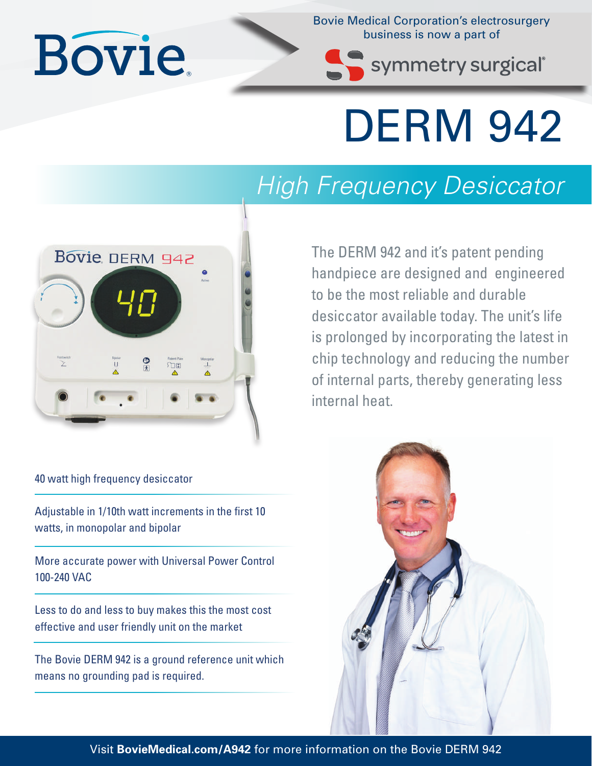Bovie

Bovie Medical Corporation's electrosurgery business is now a part of symmetry surgical®

# DERM 942

## *High Frequency Desiccator*

The DERM 942 and it's patent pending handpiece are designed and engineered to be the most reliable and durable desiccator available today. The unit's life is prolonged by incorporating the latest in chip technology and reducing the number of internal parts, thereby generating less internal heat.

- 40 watt high frequency desiccator
- Adjustable in 1/10th watt increments in the first 10 watts, in monopolar and bipolar
- More accurate power with Universal Power Control 100-240 VAC
- Less to do and less to buy makes this the most cost effective and user friendly unit on the market
- The Bovie DERM 942 is a ground reference unit which means no grounding pad is required.

Visit **BovieMedical.com/A942** for more information on the Bovie DERM 942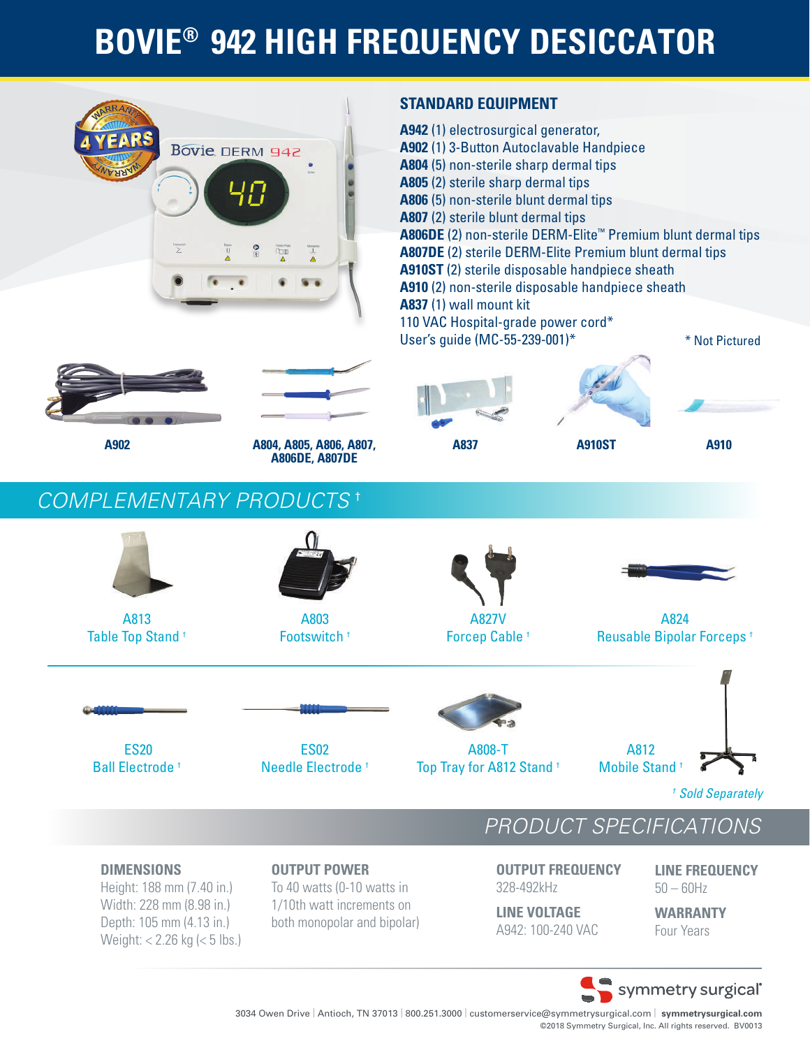# BOVIE® 942 HIGH FREQUENCY DESICCATOR

4 YEARS WARRANTY

## STANDARD EQUIPMENT

**A942** (1) electrosurgical generator,
**A902** (1) 3-Button Autoclavable Handpiece
**A804** (5) non-sterile sharp dermal tips
**A805** (2) sterile sharp dermal tips
**A806** (5) non-sterile blunt dermal tips
**A807** (2) sterile blunt dermal tips
**A806DE** (2) non-sterile DERM-Elite™ Premium blunt dermal tips
**A807DE** (2) sterile DERM-Elite Premium blunt dermal tips
**A910ST** (2) sterile disposable handpiece sheath
**A910** (2) non-sterile disposable handpiece sheath
**A837** (1) wall mount kit
110 VAC Hospital-grade power cord*
User's guide (MC-55-239-001)*

\* Not Pictured

**A902** | **A804, A805, A806, A807, A806DE, A807DE** | **A837** | **A910ST** | **A910**

## COMPLEMENTARY PRODUCTS †

A813
Table Top Stand †

A803
Footswitch †

A827V
Forcep Cable †

A824
Reusable Bipolar Forceps †

ES20
Ball Electrode †

ES02
Needle Electrode †

A808-T
Top Tray for A812 Stand †

A812
Mobile Stand †

*† Sold Separately*

## PRODUCT SPECIFICATIONS

**DIMENSIONS**
Height: 188 mm (7.40 in.)
Width: 228 mm (8.98 in.)
Depth: 105 mm (4.13 in.)
Weight: < 2.26 kg (< 5 lbs.)

**OUTPUT POWER**
To 40 watts (0-10 watts in 1/10th watt increments on both monopolar and bipolar)

**OUTPUT FREQUENCY**
328-492kHz

**LINE VOLTAGE**
A942: 100-240 VAC

**LINE FREQUENCY**
50 – 60Hz

**WARRANTY**
Four Years

symmetry surgical®

3034 Owen Drive | Antioch, TN 37013 | 800.251.3000 | customerservice@symmetrysurgical.com | **symmetrysurgical.com**
©2018 Symmetry Surgical, Inc. All rights reserved. BV0013